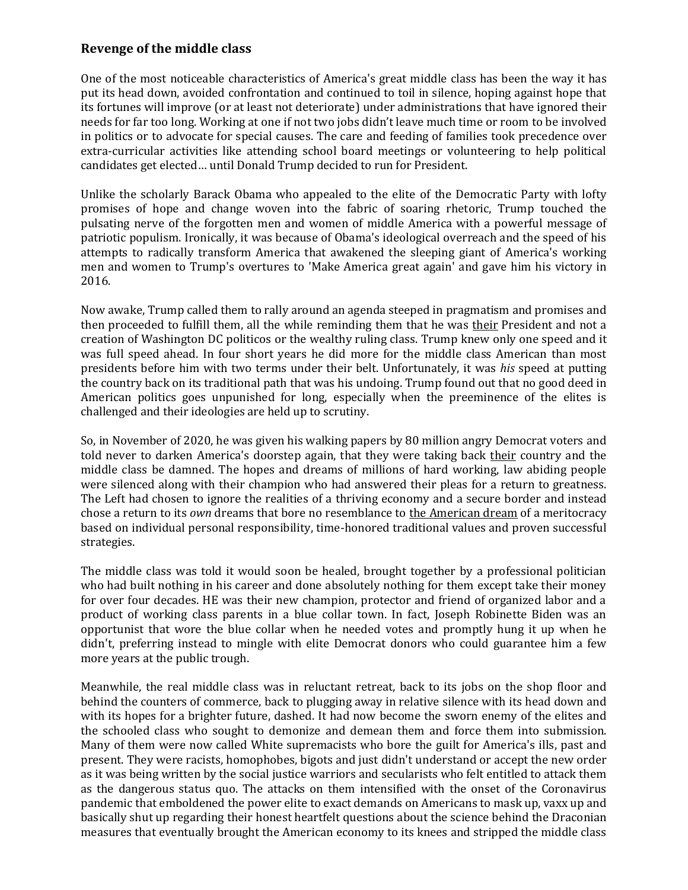## Revenge of the middle class

One of the most noticeable characteristics of America's great middle class has been the way it has put its head down, avoided confrontation and continued to toil in silence, hoping against hope that its fortunes will improve (or at least not deteriorate) under administrations that have ignored their needs for far too long. Working at one if not two jobs didn't leave much time or room to be involved in politics or to advocate for special causes. The care and feeding of families took precedence over extra-curricular activities like attending school board meetings or volunteering to help political candidates get elected… until Donald Trump decided to run for President.

Unlike the scholarly Barack Obama who appealed to the elite of the Democratic Party with lofty promises of hope and change woven into the fabric of soaring rhetoric, Trump touched the pulsating nerve of the forgotten men and women of middle America with a powerful message of patriotic populism. Ironically, it was because of Obama's ideological overreach and the speed of his attempts to radically transform America that awakened the sleeping giant of America's working men and women to Trump's overtures to 'Make America great again' and gave him his victory in 2016.

Now awake, Trump called them to rally around an agenda steeped in pragmatism and promises and then proceeded to fulfill them, all the while reminding them that he was <u>their</u> President and not a creation of Washington DC politicos or the wealthy ruling class. Trump knew only one speed and it was full speed ahead. In four short years he did more for the middle class American than most presidents before him with two terms under their belt. Unfortunately, it was *his* speed at putting the country back on its traditional path that was his undoing. Trump found out that no good deed in American politics goes unpunished for long, especially when the preeminence of the elites is challenged and their ideologies are held up to scrutiny.

So, in November of 2020, he was given his walking papers by 80 million angry Democrat voters and told never to darken America's doorstep again, that they were taking back <u>their</u> country and the middle class be damned. The hopes and dreams of millions of hard working, law abiding people were silenced along with their champion who had answered their pleas for a return to greatness. The Left had chosen to ignore the realities of a thriving economy and a secure border and instead chose a return to its *own* dreams that bore no resemblance to <u>the American dream</u> of a meritocracy based on individual personal responsibility, time-honored traditional values and proven successful strategies.

The middle class was told it would soon be healed, brought together by a professional politician who had built nothing in his career and done absolutely nothing for them except take their money for over four decades. HE was their new champion, protector and friend of organized labor and a product of working class parents in a blue collar town. In fact, Joseph Robinette Biden was an opportunist that wore the blue collar when he needed votes and promptly hung it up when he didn't, preferring instead to mingle with elite Democrat donors who could guarantee him a few more years at the public trough.

Meanwhile, the real middle class was in reluctant retreat, back to its jobs on the shop floor and behind the counters of commerce, back to plugging away in relative silence with its head down and with its hopes for a brighter future, dashed. It had now become the sworn enemy of the elites and the schooled class who sought to demonize and demean them and force them into submission. Many of them were now called White supremacists who bore the guilt for America's ills, past and present. They were racists, homophobes, bigots and just didn't understand or accept the new order as it was being written by the social justice warriors and secularists who felt entitled to attack them as the dangerous status quo. The attacks on them intensified with the onset of the Coronavirus pandemic that emboldened the power elite to exact demands on Americans to mask up, vaxx up and basically shut up regarding their honest heartfelt questions about the science behind the Draconian measures that eventually brought the American economy to its knees and stripped the middle class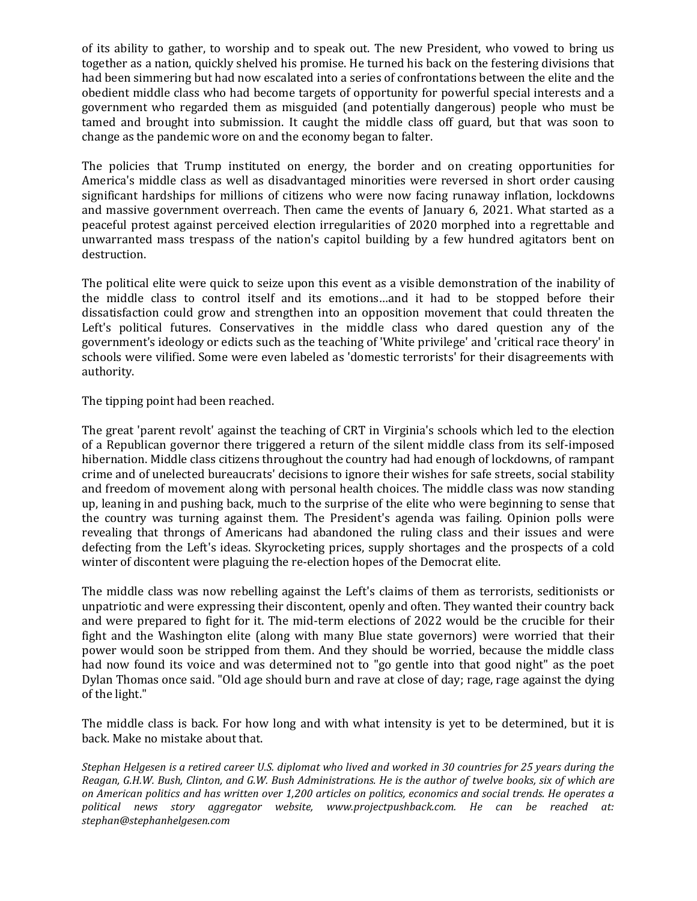of its ability to gather, to worship and to speak out. The new President, who vowed to bring us together as a nation, quickly shelved his promise. He turned his back on the festering divisions that had been simmering but had now escalated into a series of confrontations between the elite and the obedient middle class who had become targets of opportunity for powerful special interests and a government who regarded them as misguided (and potentially dangerous) people who must be tamed and brought into submission. It caught the middle class off guard, but that was soon to change as the pandemic wore on and the economy began to falter.

The policies that Trump instituted on energy, the border and on creating opportunities for America's middle class as well as disadvantaged minorities were reversed in short order causing significant hardships for millions of citizens who were now facing runaway inflation, lockdowns and massive government overreach. Then came the events of January 6, 2021. What started as a peaceful protest against perceived election irregularities of 2020 morphed into a regrettable and unwarranted mass trespass of the nation's capitol building by a few hundred agitators bent on destruction.

The political elite were quick to seize upon this event as a visible demonstration of the inability of the middle class to control itself and its emotions…and it had to be stopped before their dissatisfaction could grow and strengthen into an opposition movement that could threaten the Left's political futures. Conservatives in the middle class who dared question any of the government's ideology or edicts such as the teaching of 'White privilege' and 'critical race theory' in schools were vilified. Some were even labeled as 'domestic terrorists' for their disagreements with authority.

The tipping point had been reached.

The great 'parent revolt' against the teaching of CRT in Virginia's schools which led to the election of a Republican governor there triggered a return of the silent middle class from its self-imposed hibernation. Middle class citizens throughout the country had had enough of lockdowns, of rampant crime and of unelected bureaucrats' decisions to ignore their wishes for safe streets, social stability and freedom of movement along with personal health choices. The middle class was now standing up, leaning in and pushing back, much to the surprise of the elite who were beginning to sense that the country was turning against them. The President's agenda was failing. Opinion polls were revealing that throngs of Americans had abandoned the ruling class and their issues and were defecting from the Left's ideas. Skyrocketing prices, supply shortages and the prospects of a cold winter of discontent were plaguing the re-election hopes of the Democrat elite.

The middle class was now rebelling against the Left's claims of them as terrorists, seditionists or unpatriotic and were expressing their discontent, openly and often. They wanted their country back and were prepared to fight for it. The mid-term elections of 2022 would be the crucible for their fight and the Washington elite (along with many Blue state governors) were worried that their power would soon be stripped from them. And they should be worried, because the middle class had now found its voice and was determined not to "go gentle into that good night" as the poet Dylan Thomas once said. "Old age should burn and rave at close of day; rage, rage against the dying of the light."

The middle class is back. For how long and with what intensity is yet to be determined, but it is back. Make no mistake about that.

*Stephan Helgesen is a retired career U.S. diplomat who lived and worked in 30 countries for 25 years during the Reagan, G.H.W. Bush, Clinton, and G.W. Bush Administrations. He is the author of twelve books, six of which are on American politics and has written over 1,200 articles on politics, economics and social trends. He operates a political news story aggregator website, www.projectpushback.com. He can be reached at: stephan@stephanhelgesen.com*